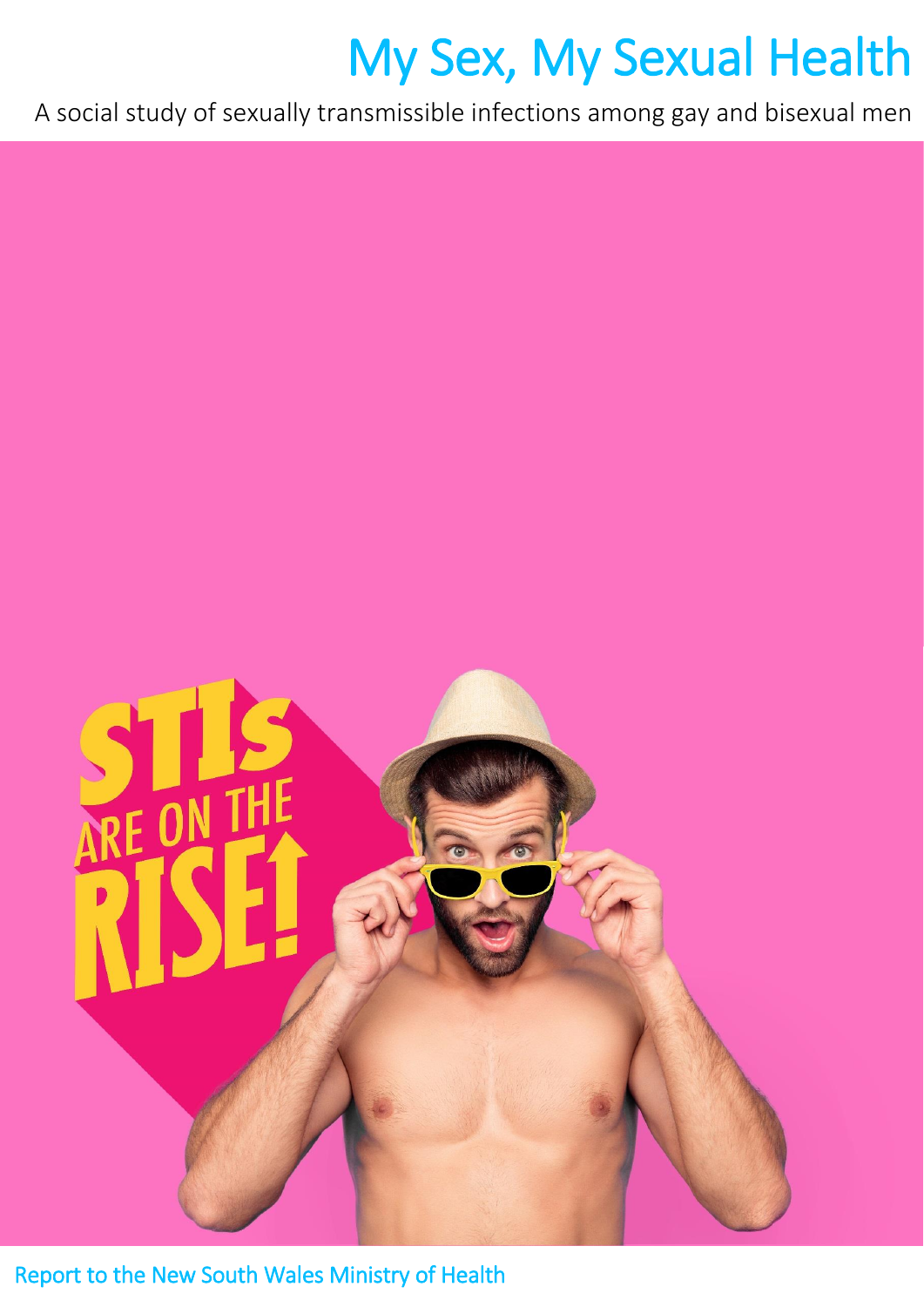# My Sex, My Sexual Health

A social study of sexually transmissible infections among gay and bisexual men

STIs ARE ON THE RISE!

Report to the New South Wales Ministry of Health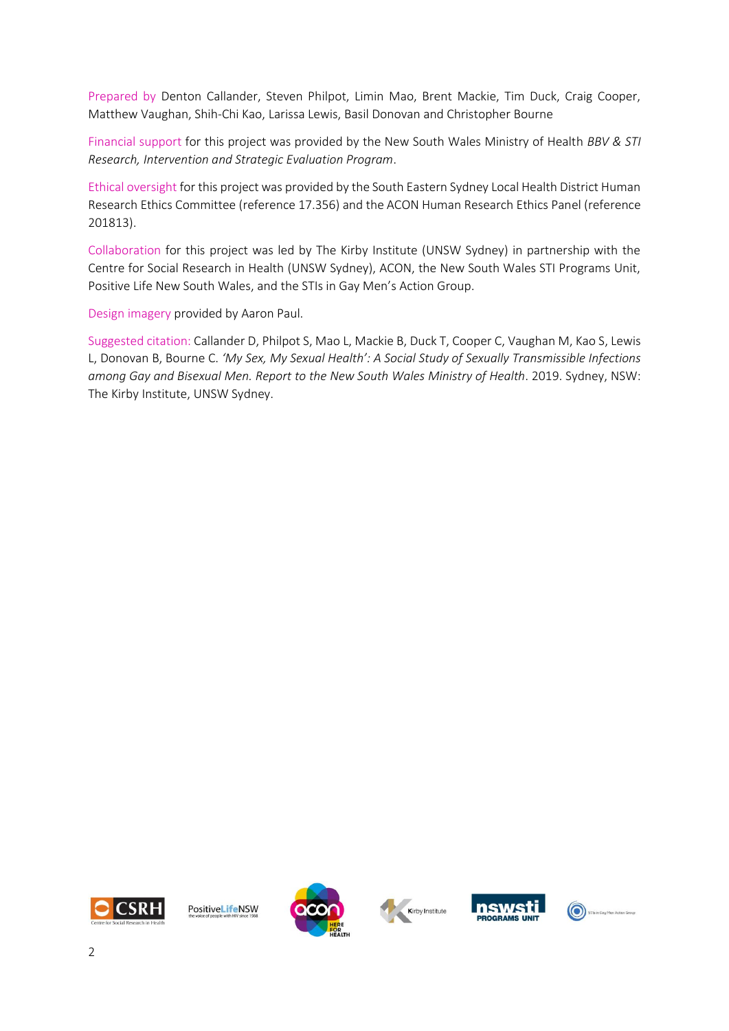Prepared by Denton Callander, Steven Philpot, Limin Mao, Brent Mackie, Tim Duck, Craig Cooper, Matthew Vaughan, Shih-Chi Kao, Larissa Lewis, Basil Donovan and Christopher Bourne

Financial support for this project was provided by the New South Wales Ministry of Health *BBV & STI Research, Intervention and Strategic Evaluation Program*.

Ethical oversight for this project was provided by the South Eastern Sydney Local Health District Human Research Ethics Committee (reference 17.356) and the ACON Human Research Ethics Panel (reference 201813).

Collaboration for this project was led by The Kirby Institute (UNSW Sydney) in partnership with the Centre for Social Research in Health (UNSW Sydney), ACON, the New South Wales STI Programs Unit, Positive Life New South Wales, and the STIs in Gay Men's Action Group.

Design imagery provided by Aaron Paul.

Suggested citation: Callander D, Philpot S, Mao L, Mackie B, Duck T, Cooper C, Vaughan M, Kao S, Lewis L, Donovan B, Bourne C. *'My Sex, My Sexual Health': A Social Study of Sexually Transmissible Infections among Gay and Bisexual Men. Report to the New South Wales Ministry of Health*. 2019. Sydney, NSW: The Kirby Institute, UNSW Sydney.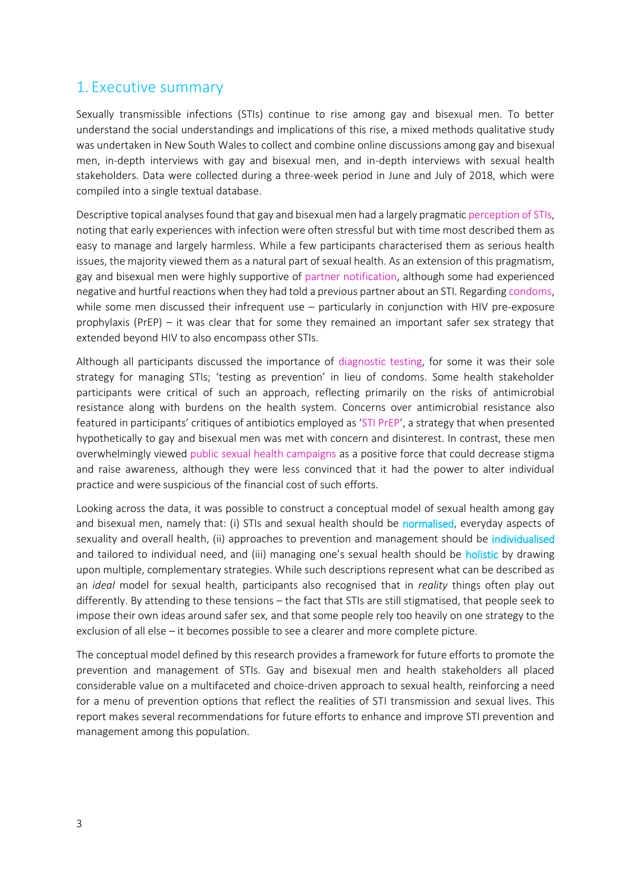# 1. Executive summary

Sexually transmissible infections (STIs) continue to rise among gay and bisexual men. To better understand the social understandings and implications of this rise, a mixed methods qualitative study was undertaken in New South Wales to collect and combine online discussions among gay and bisexual men, in-depth interviews with gay and bisexual men, and in-depth interviews with sexual health stakeholders. Data were collected during a three-week period in June and July of 2018, which were compiled into a single textual database.

Descriptive topical analyses found that gay and bisexual men had a largely pragmatic perception of STIs, noting that early experiences with infection were often stressful but with time most described them as easy to manage and largely harmless. While a few participants characterised them as serious health issues, the majority viewed them as a natural part of sexual health. As an extension of this pragmatism, gay and bisexual men were highly supportive of partner notification, although some had experienced negative and hurtful reactions when they had told a previous partner about an STI. Regarding condoms, while some men discussed their infrequent use – particularly in conjunction with HIV pre-exposure prophylaxis (PrEP) – it was clear that for some they remained an important safer sex strategy that extended beyond HIV to also encompass other STIs.

Although all participants discussed the importance of diagnostic testing, for some it was their sole strategy for managing STIs; 'testing as prevention' in lieu of condoms. Some health stakeholder participants were critical of such an approach, reflecting primarily on the risks of antimicrobial resistance along with burdens on the health system. Concerns over antimicrobial resistance also featured in participants' critiques of antibiotics employed as 'STI PrEP', a strategy that when presented hypothetically to gay and bisexual men was met with concern and disinterest. In contrast, these men overwhelmingly viewed public sexual health campaigns as a positive force that could decrease stigma and raise awareness, although they were less convinced that it had the power to alter individual practice and were suspicious of the financial cost of such efforts.

Looking across the data, it was possible to construct a conceptual model of sexual health among gay and bisexual men, namely that: (i) STIs and sexual health should be normalised, everyday aspects of sexuality and overall health, (ii) approaches to prevention and management should be individualised and tailored to individual need, and (iii) managing one's sexual health should be holistic by drawing upon multiple, complementary strategies. While such descriptions represent what can be described as an *ideal* model for sexual health, participants also recognised that in *reality* things often play out differently. By attending to these tensions – the fact that STIs are still stigmatised, that people seek to impose their own ideas around safer sex, and that some people rely too heavily on one strategy to the exclusion of all else – it becomes possible to see a clearer and more complete picture.

The conceptual model defined by this research provides a framework for future efforts to promote the prevention and management of STIs. Gay and bisexual men and health stakeholders all placed considerable value on a multifaceted and choice-driven approach to sexual health, reinforcing a need for a menu of prevention options that reflect the realities of STI transmission and sexual lives. This report makes several recommendations for future efforts to enhance and improve STI prevention and management among this population.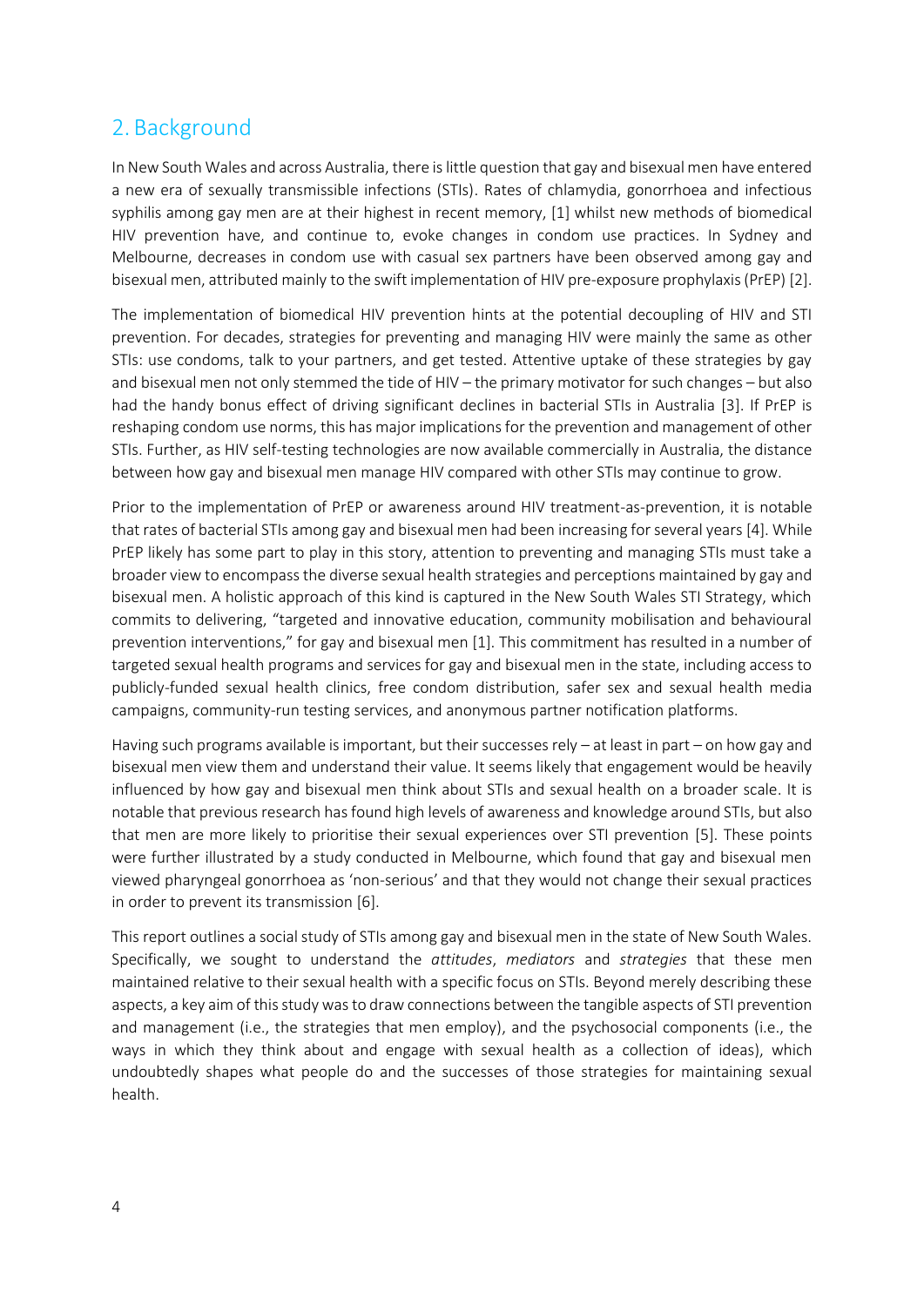## 2. Background

In New South Wales and across Australia, there is little question that gay and bisexual men have entered a new era of sexually transmissible infections (STIs). Rates of chlamydia, gonorrhoea and infectious syphilis among gay men are at their highest in recent memory, [1] whilst new methods of biomedical HIV prevention have, and continue to, evoke changes in condom use practices. In Sydney and Melbourne, decreases in condom use with casual sex partners have been observed among gay and bisexual men, attributed mainly to the swift implementation of HIV pre-exposure prophylaxis (PrEP) [2].

The implementation of biomedical HIV prevention hints at the potential decoupling of HIV and STI prevention. For decades, strategies for preventing and managing HIV were mainly the same as other STIs: use condoms, talk to your partners, and get tested. Attentive uptake of these strategies by gay and bisexual men not only stemmed the tide of HIV – the primary motivator for such changes – but also had the handy bonus effect of driving significant declines in bacterial STIs in Australia [3]. If PrEP is reshaping condom use norms, this has major implications for the prevention and management of other STIs. Further, as HIV self-testing technologies are now available commercially in Australia, the distance between how gay and bisexual men manage HIV compared with other STIs may continue to grow.

Prior to the implementation of PrEP or awareness around HIV treatment-as-prevention, it is notable that rates of bacterial STIs among gay and bisexual men had been increasing for several years [4]. While PrEP likely has some part to play in this story, attention to preventing and managing STIs must take a broader view to encompass the diverse sexual health strategies and perceptions maintained by gay and bisexual men. A holistic approach of this kind is captured in the New South Wales STI Strategy, which commits to delivering, "targeted and innovative education, community mobilisation and behavioural prevention interventions," for gay and bisexual men [1]. This commitment has resulted in a number of targeted sexual health programs and services for gay and bisexual men in the state, including access to publicly-funded sexual health clinics, free condom distribution, safer sex and sexual health media campaigns, community-run testing services, and anonymous partner notification platforms.

Having such programs available is important, but their successes rely – at least in part – on how gay and bisexual men view them and understand their value. It seems likely that engagement would be heavily influenced by how gay and bisexual men think about STIs and sexual health on a broader scale. It is notable that previous research has found high levels of awareness and knowledge around STIs, but also that men are more likely to prioritise their sexual experiences over STI prevention [5]. These points were further illustrated by a study conducted in Melbourne, which found that gay and bisexual men viewed pharyngeal gonorrhoea as 'non-serious' and that they would not change their sexual practices in order to prevent its transmission [6].

This report outlines a social study of STIs among gay and bisexual men in the state of New South Wales. Specifically, we sought to understand the *attitudes*, *mediators* and *strategies* that these men maintained relative to their sexual health with a specific focus on STIs. Beyond merely describing these aspects, a key aim of this study was to draw connections between the tangible aspects of STI prevention and management (i.e., the strategies that men employ), and the psychosocial components (i.e., the ways in which they think about and engage with sexual health as a collection of ideas), which undoubtedly shapes what people do and the successes of those strategies for maintaining sexual health.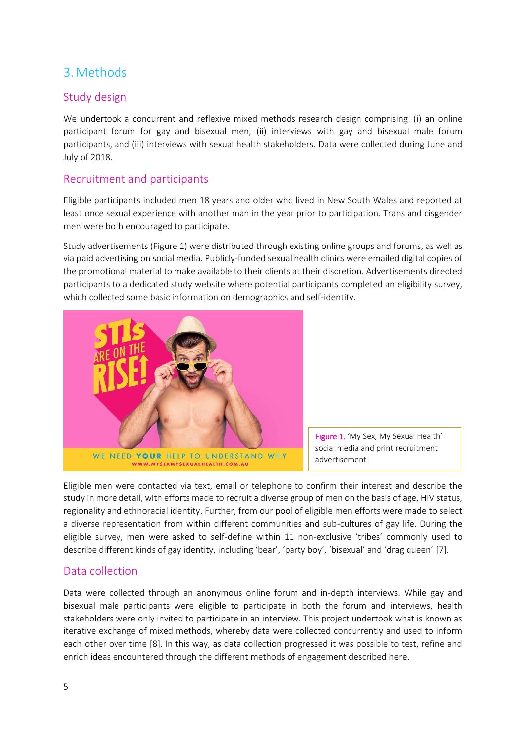## 3. Methods

### Study design

We undertook a concurrent and reflexive mixed methods research design comprising: (i) an online participant forum for gay and bisexual men, (ii) interviews with gay and bisexual male forum participants, and (iii) interviews with sexual health stakeholders. Data were collected during June and July of 2018.

### Recruitment and participants

Eligible participants included men 18 years and older who lived in New South Wales and reported at least once sexual experience with another man in the year prior to participation. Trans and cisgender men were both encouraged to participate.

Study advertisements (Figure 1) were distributed through existing online groups and forums, as well as via paid advertising on social media. Publicly-funded sexual health clinics were emailed digital copies of the promotional material to make available to their clients at their discretion. Advertisements directed participants to a dedicated study website where potential participants completed an eligibility survey, which collected some basic information on demographics and self-identity.

**Figure 1.** 'My Sex, My Sexual Health' social media and print recruitment advertisement

Eligible men were contacted via text, email or telephone to confirm their interest and describe the study in more detail, with efforts made to recruit a diverse group of men on the basis of age, HIV status, regionality and ethnoracial identity. Further, from our pool of eligible men efforts were made to select a diverse representation from within different communities and sub-cultures of gay life. During the eligible survey, men were asked to self-define within 11 non-exclusive 'tribes' commonly used to describe different kinds of gay identity, including 'bear', 'party boy', 'bisexual' and 'drag queen' [7].

### Data collection

Data were collected through an anonymous online forum and in-depth interviews. While gay and bisexual male participants were eligible to participate in both the forum and interviews, health stakeholders were only invited to participate in an interview. This project undertook what is known as iterative exchange of mixed methods, whereby data were collected concurrently and used to inform each other over time [8]. In this way, as data collection progressed it was possible to test, refine and enrich ideas encountered through the different methods of engagement described here.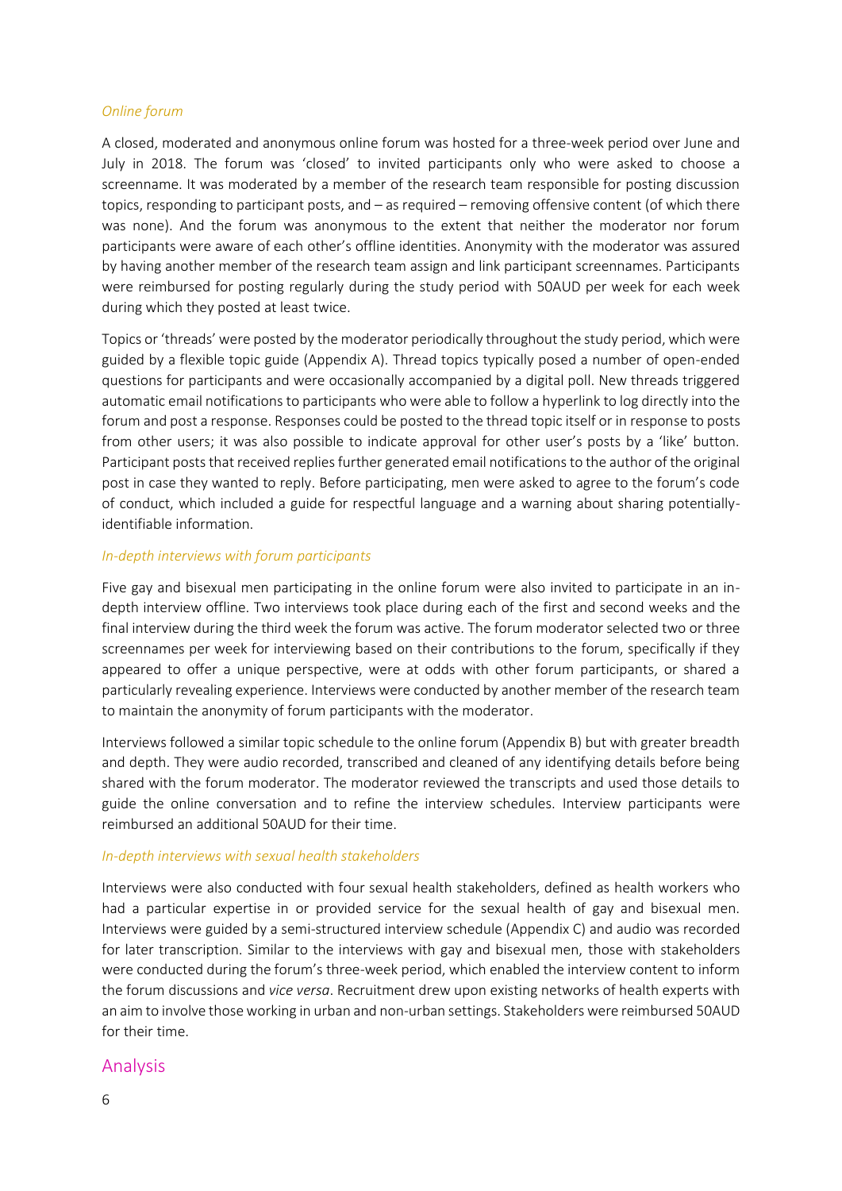*Online forum*

A closed, moderated and anonymous online forum was hosted for a three-week period over June and July in 2018. The forum was 'closed' to invited participants only who were asked to choose a screenname. It was moderated by a member of the research team responsible for posting discussion topics, responding to participant posts, and – as required – removing offensive content (of which there was none). And the forum was anonymous to the extent that neither the moderator nor forum participants were aware of each other's offline identities. Anonymity with the moderator was assured by having another member of the research team assign and link participant screennames. Participants were reimbursed for posting regularly during the study period with 50AUD per week for each week during which they posted at least twice.

Topics or 'threads' were posted by the moderator periodically throughout the study period, which were guided by a flexible topic guide (Appendix A). Thread topics typically posed a number of open-ended questions for participants and were occasionally accompanied by a digital poll. New threads triggered automatic email notifications to participants who were able to follow a hyperlink to log directly into the forum and post a response. Responses could be posted to the thread topic itself or in response to posts from other users; it was also possible to indicate approval for other user's posts by a 'like' button. Participant posts that received replies further generated email notifications to the author of the original post in case they wanted to reply. Before participating, men were asked to agree to the forum's code of conduct, which included a guide for respectful language and a warning about sharing potentially-identifiable information.

*In-depth interviews with forum participants*

Five gay and bisexual men participating in the online forum were also invited to participate in an in-depth interview offline. Two interviews took place during each of the first and second weeks and the final interview during the third week the forum was active. The forum moderator selected two or three screennames per week for interviewing based on their contributions to the forum, specifically if they appeared to offer a unique perspective, were at odds with other forum participants, or shared a particularly revealing experience. Interviews were conducted by another member of the research team to maintain the anonymity of forum participants with the moderator.

Interviews followed a similar topic schedule to the online forum (Appendix B) but with greater breadth and depth. They were audio recorded, transcribed and cleaned of any identifying details before being shared with the forum moderator. The moderator reviewed the transcripts and used those details to guide the online conversation and to refine the interview schedules. Interview participants were reimbursed an additional 50AUD for their time.

*In-depth interviews with sexual health stakeholders*

Interviews were also conducted with four sexual health stakeholders, defined as health workers who had a particular expertise in or provided service for the sexual health of gay and bisexual men. Interviews were guided by a semi-structured interview schedule (Appendix C) and audio was recorded for later transcription. Similar to the interviews with gay and bisexual men, those with stakeholders were conducted during the forum's three-week period, which enabled the interview content to inform the forum discussions and *vice versa*. Recruitment drew upon existing networks of health experts with an aim to involve those working in urban and non-urban settings. Stakeholders were reimbursed 50AUD for their time.

## Analysis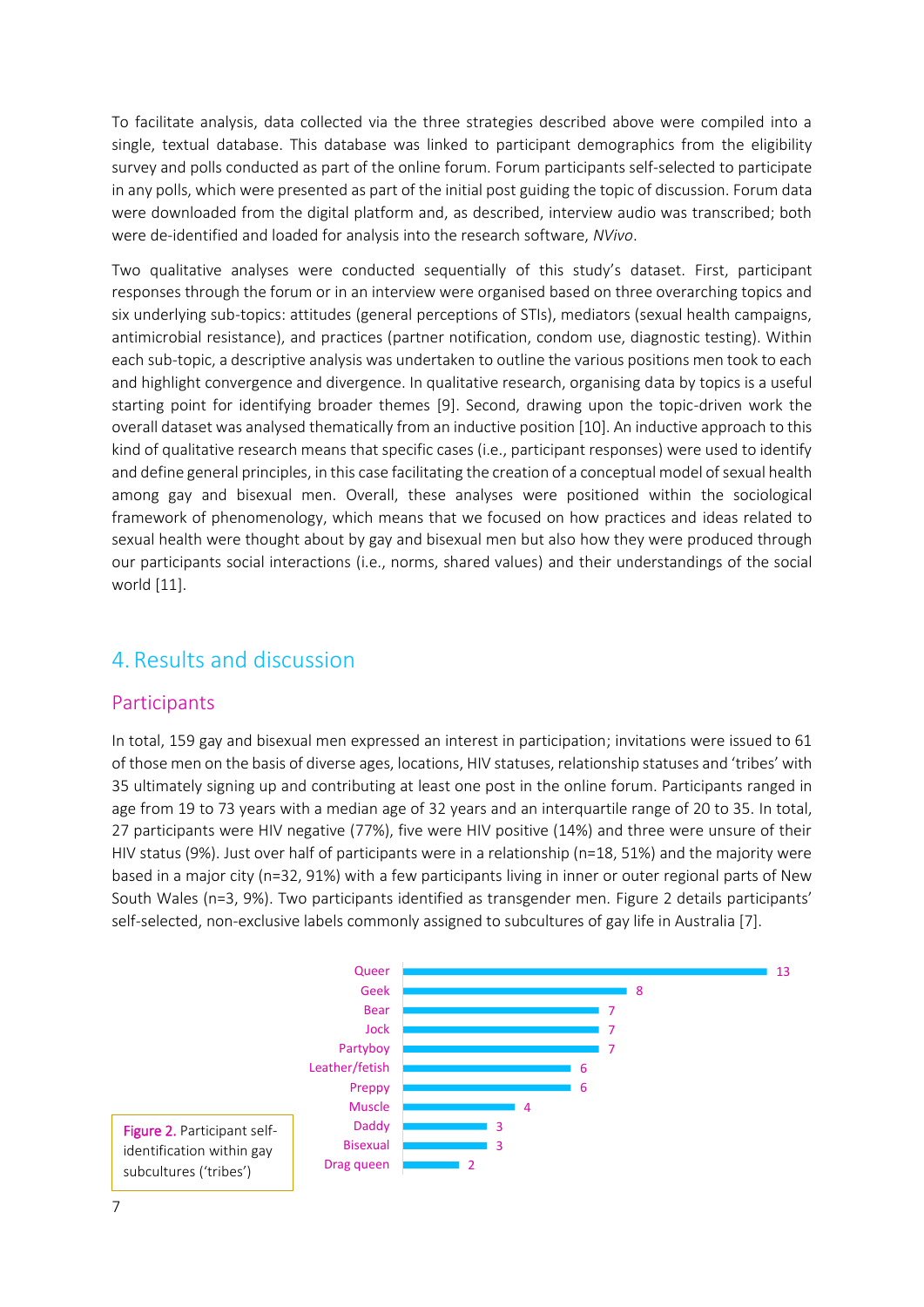To facilitate analysis, data collected via the three strategies described above were compiled into a single, textual database. This database was linked to participant demographics from the eligibility survey and polls conducted as part of the online forum. Forum participants self-selected to participate in any polls, which were presented as part of the initial post guiding the topic of discussion. Forum data were downloaded from the digital platform and, as described, interview audio was transcribed; both were de-identified and loaded for analysis into the research software, *NVivo*.

Two qualitative analyses were conducted sequentially of this study's dataset. First, participant responses through the forum or in an interview were organised based on three overarching topics and six underlying sub-topics: attitudes (general perceptions of STIs), mediators (sexual health campaigns, antimicrobial resistance), and practices (partner notification, condom use, diagnostic testing). Within each sub-topic, a descriptive analysis was undertaken to outline the various positions men took to each and highlight convergence and divergence. In qualitative research, organising data by topics is a useful starting point for identifying broader themes [9]. Second, drawing upon the topic-driven work the overall dataset was analysed thematically from an inductive position [10]. An inductive approach to this kind of qualitative research means that specific cases (i.e., participant responses) were used to identify and define general principles, in this case facilitating the creation of a conceptual model of sexual health among gay and bisexual men. Overall, these analyses were positioned within the sociological framework of phenomenology, which means that we focused on how practices and ideas related to sexual health were thought about by gay and bisexual men but also how they were produced through our participants social interactions (i.e., norms, shared values) and their understandings of the social world [11].

# 4. Results and discussion

## Participants

In total, 159 gay and bisexual men expressed an interest in participation; invitations were issued to 61 of those men on the basis of diverse ages, locations, HIV statuses, relationship statuses and 'tribes' with 35 ultimately signing up and contributing at least one post in the online forum. Participants ranged in age from 19 to 73 years with a median age of 32 years and an interquartile range of 20 to 35. In total, 27 participants were HIV negative (77%), five were HIV positive (14%) and three were unsure of their HIV status (9%). Just over half of participants were in a relationship (n=18, 51%) and the majority were based in a major city (n=32, 91%) with a few participants living in inner or outer regional parts of New South Wales (n=3, 9%). Two participants identified as transgender men. Figure 2 details participants' self-selected, non-exclusive labels commonly assigned to subcultures of gay life in Australia [7].

| Tribe | n |
|---|---|
| Queer | 13 |
| Geek | 8 |
| Bear | 7 |
| Jock | 7 |
| Partyboy | 7 |
| Leather/fetish | 6 |
| Preppy | 6 |
| Muscle | 4 |
| Daddy | 3 |
| Bisexual | 3 |
| Drag queen | 2 |

Figure 2. Participant self-identification within gay subcultures ('tribes')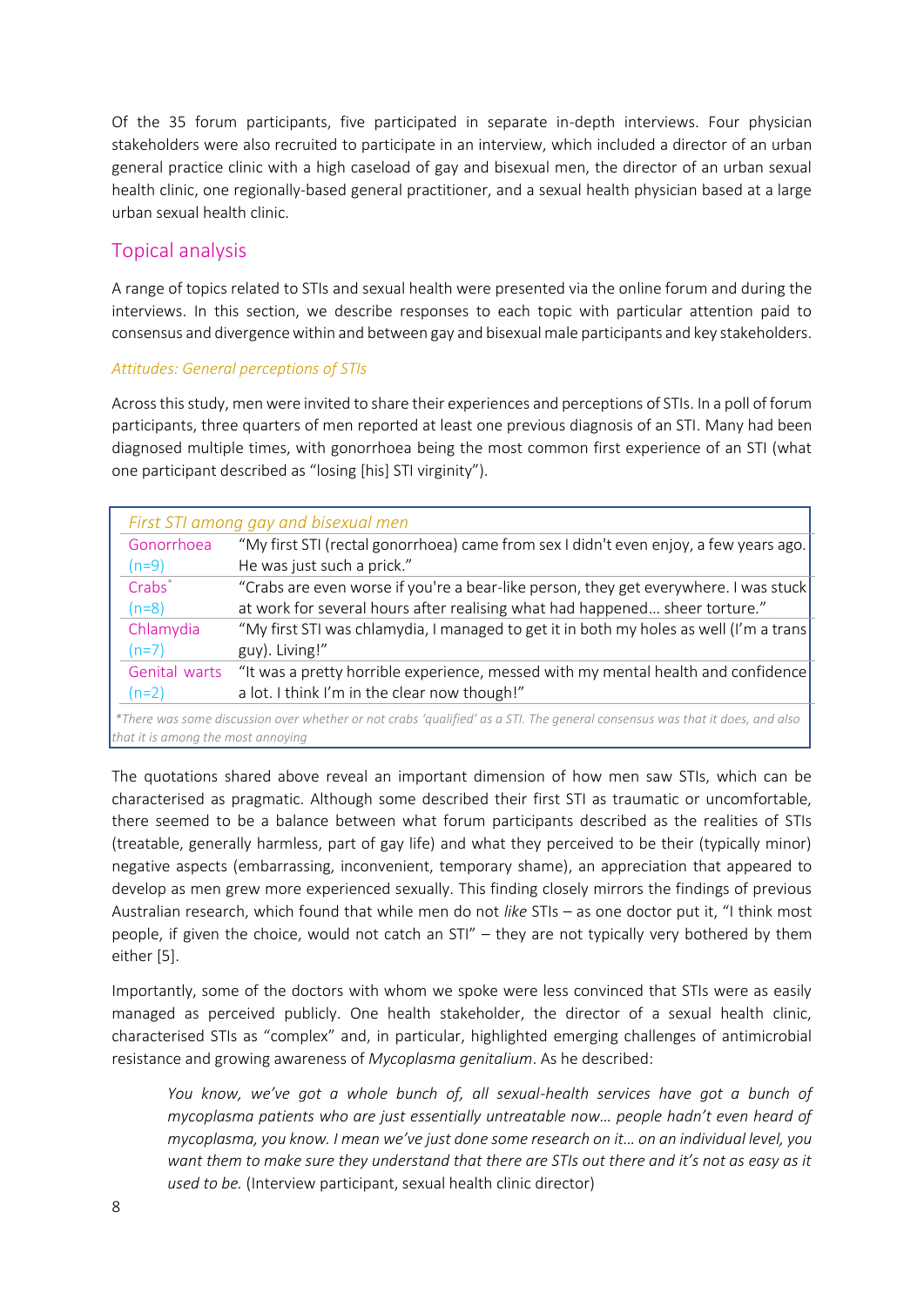Of the 35 forum participants, five participated in separate in-depth interviews. Four physician stakeholders were also recruited to participate in an interview, which included a director of an urban general practice clinic with a high caseload of gay and bisexual men, the director of an urban sexual health clinic, one regionally-based general practitioner, and a sexual health physician based at a large urban sexual health clinic.

## Topical analysis

A range of topics related to STIs and sexual health were presented via the online forum and during the interviews. In this section, we describe responses to each topic with particular attention paid to consensus and divergence within and between gay and bisexual male participants and key stakeholders.

### *Attitudes: General perceptions of STIs*

Across this study, men were invited to share their experiences and perceptions of STIs. In a poll of forum participants, three quarters of men reported at least one previous diagnosis of an STI. Many had been diagnosed multiple times, with gonorrhoea being the most common first experience of an STI (what one participant described as "losing [his] STI virginity").

| *First STI among gay and bisexual men* | |
|---|---|
| Gonorrhoea (n=9) | "My first STI (rectal gonorrhoea) came from sex I didn't even enjoy, a few years ago. He was just such a prick." |
| Crabs* (n=8) | "Crabs are even worse if you're a bear-like person, they get everywhere. I was stuck at work for several hours after realising what had happened… sheer torture." |
| Chlamydia (n=7) | "My first STI was chlamydia, I managed to get it in both my holes as well (I'm a trans guy). Living!" |
| Genital warts (n=2) | "It was a pretty horrible experience, messed with my mental health and confidence a lot. I think I'm in the clear now though!" |

*\*There was some discussion over whether or not crabs 'qualified' as a STI. The general consensus was that it does, and also that it is among the most annoying*

The quotations shared above reveal an important dimension of how men saw STIs, which can be characterised as pragmatic. Although some described their first STI as traumatic or uncomfortable, there seemed to be a balance between what forum participants described as the realities of STIs (treatable, generally harmless, part of gay life) and what they perceived to be their (typically minor) negative aspects (embarrassing, inconvenient, temporary shame), an appreciation that appeared to develop as men grew more experienced sexually. This finding closely mirrors the findings of previous Australian research, which found that while men do not *like* STIs – as one doctor put it, "I think most people, if given the choice, would not catch an STI" – they are not typically very bothered by them either [5].

Importantly, some of the doctors with whom we spoke were less convinced that STIs were as easily managed as perceived publicly. One health stakeholder, the director of a sexual health clinic, characterised STIs as "complex" and, in particular, highlighted emerging challenges of antimicrobial resistance and growing awareness of *Mycoplasma genitalium*. As he described:

> *You know, we've got a whole bunch of, all sexual-health services have got a bunch of mycoplasma patients who are just essentially untreatable now… people hadn't even heard of mycoplasma, you know. I mean we've just done some research on it… on an individual level, you want them to make sure they understand that there are STIs out there and it's not as easy as it used to be.* (Interview participant, sexual health clinic director)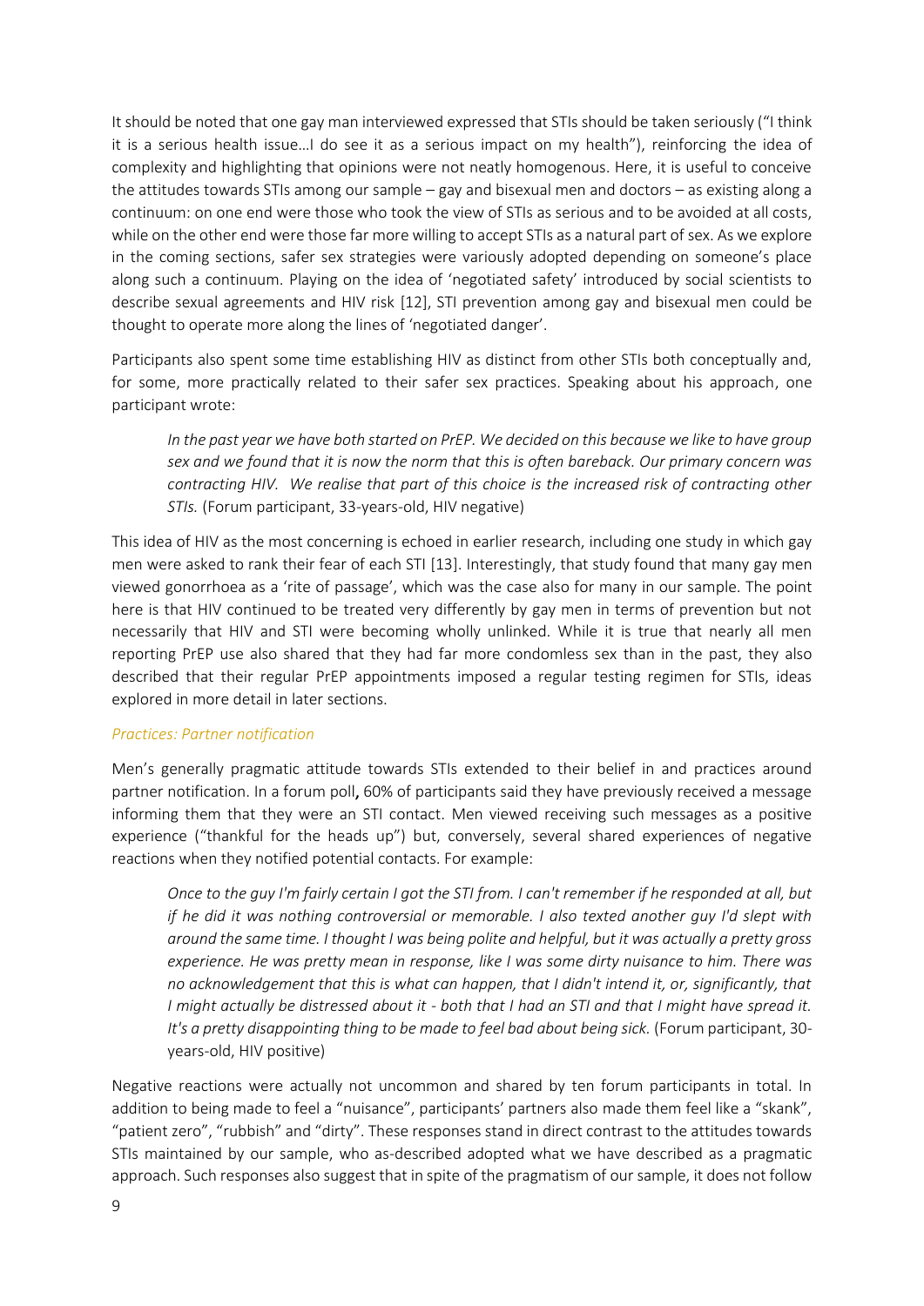It should be noted that one gay man interviewed expressed that STIs should be taken seriously ("I think it is a serious health issue…I do see it as a serious impact on my health"), reinforcing the idea of complexity and highlighting that opinions were not neatly homogenous. Here, it is useful to conceive the attitudes towards STIs among our sample – gay and bisexual men and doctors – as existing along a continuum: on one end were those who took the view of STIs as serious and to be avoided at all costs, while on the other end were those far more willing to accept STIs as a natural part of sex. As we explore in the coming sections, safer sex strategies were variously adopted depending on someone's place along such a continuum. Playing on the idea of 'negotiated safety' introduced by social scientists to describe sexual agreements and HIV risk [12], STI prevention among gay and bisexual men could be thought to operate more along the lines of 'negotiated danger'.

Participants also spent some time establishing HIV as distinct from other STIs both conceptually and, for some, more practically related to their safer sex practices. Speaking about his approach, one participant wrote:

> *In the past year we have both started on PrEP. We decided on this because we like to have group sex and we found that it is now the norm that this is often bareback. Our primary concern was contracting HIV. We realise that part of this choice is the increased risk of contracting other STIs.* (Forum participant, 33-years-old, HIV negative)

This idea of HIV as the most concerning is echoed in earlier research, including one study in which gay men were asked to rank their fear of each STI [13]. Interestingly, that study found that many gay men viewed gonorrhoea as a 'rite of passage', which was the case also for many in our sample. The point here is that HIV continued to be treated very differently by gay men in terms of prevention but not necessarily that HIV and STI were becoming wholly unlinked. While it is true that nearly all men reporting PrEP use also shared that they had far more condomless sex than in the past, they also described that their regular PrEP appointments imposed a regular testing regimen for STIs, ideas explored in more detail in later sections.

### *Practices: Partner notification*

Men's generally pragmatic attitude towards STIs extended to their belief in and practices around partner notification. In a forum poll, 60% of participants said they have previously received a message informing them that they were an STI contact. Men viewed receiving such messages as a positive experience ("thankful for the heads up") but, conversely, several shared experiences of negative reactions when they notified potential contacts. For example:

> *Once to the guy I'm fairly certain I got the STI from. I can't remember if he responded at all, but if he did it was nothing controversial or memorable. I also texted another guy I'd slept with around the same time. I thought I was being polite and helpful, but it was actually a pretty gross experience. He was pretty mean in response, like I was some dirty nuisance to him. There was no acknowledgement that this is what can happen, that I didn't intend it, or, significantly, that I might actually be distressed about it - both that I had an STI and that I might have spread it. It's a pretty disappointing thing to be made to feel bad about being sick.* (Forum participant, 30-years-old, HIV positive)

Negative reactions were actually not uncommon and shared by ten forum participants in total. In addition to being made to feel a "nuisance", participants' partners also made them feel like a "skank", "patient zero", "rubbish" and "dirty". These responses stand in direct contrast to the attitudes towards STIs maintained by our sample, who as-described adopted what we have described as a pragmatic approach. Such responses also suggest that in spite of the pragmatism of our sample, it does not follow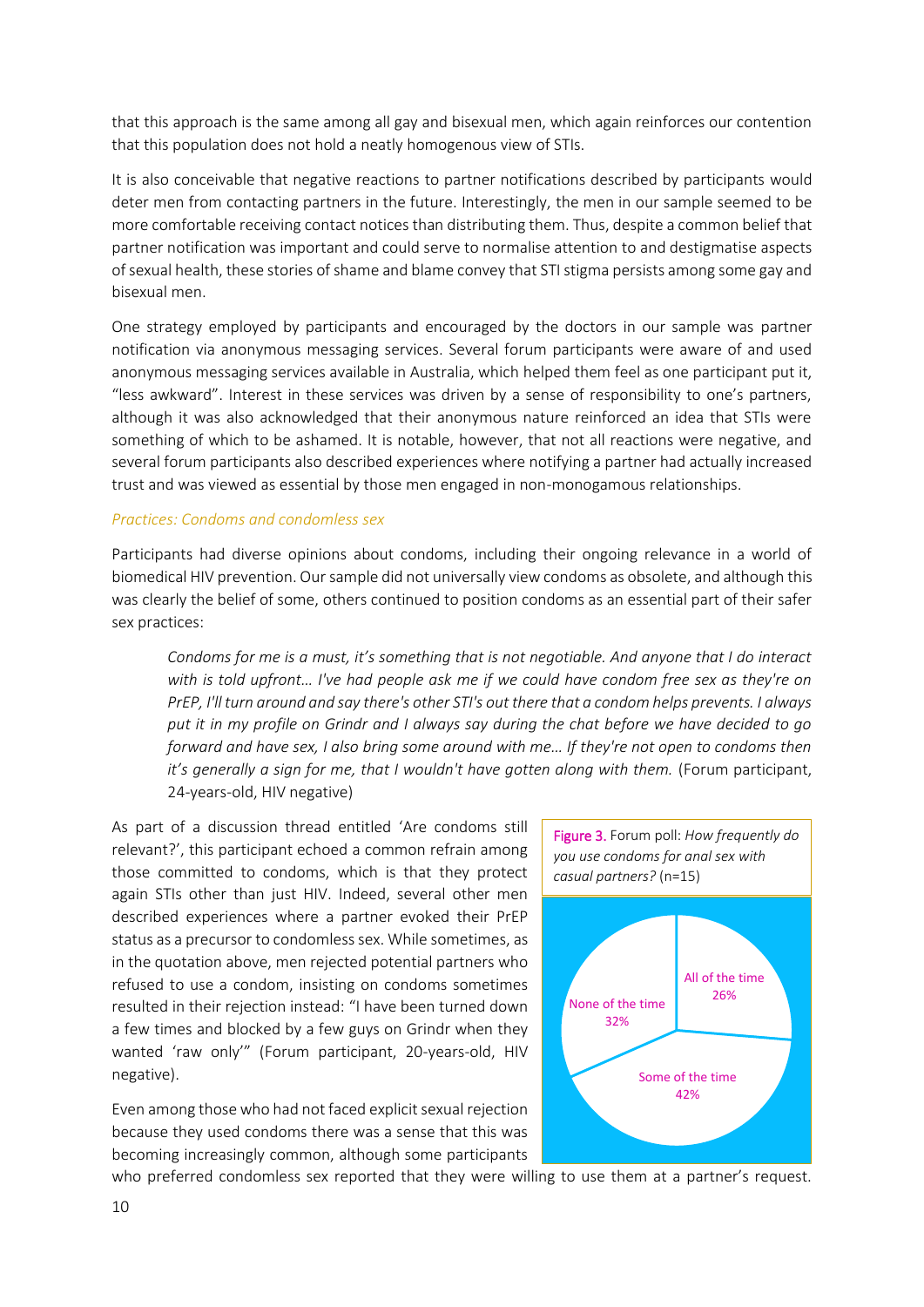that this approach is the same among all gay and bisexual men, which again reinforces our contention that this population does not hold a neatly homogenous view of STIs.

It is also conceivable that negative reactions to partner notifications described by participants would deter men from contacting partners in the future. Interestingly, the men in our sample seemed to be more comfortable receiving contact notices than distributing them. Thus, despite a common belief that partner notification was important and could serve to normalise attention to and destigmatise aspects of sexual health, these stories of shame and blame convey that STI stigma persists among some gay and bisexual men.

One strategy employed by participants and encouraged by the doctors in our sample was partner notification via anonymous messaging services. Several forum participants were aware of and used anonymous messaging services available in Australia, which helped them feel as one participant put it, "less awkward". Interest in these services was driven by a sense of responsibility to one's partners, although it was also acknowledged that their anonymous nature reinforced an idea that STIs were something of which to be ashamed. It is notable, however, that not all reactions were negative, and several forum participants also described experiences where notifying a partner had actually increased trust and was viewed as essential by those men engaged in non-monogamous relationships.

### *Practices: Condoms and condomless sex*

Participants had diverse opinions about condoms, including their ongoing relevance in a world of biomedical HIV prevention. Our sample did not universally view condoms as obsolete, and although this was clearly the belief of some, others continued to position condoms as an essential part of their safer sex practices:

> *Condoms for me is a must, it's something that is not negotiable. And anyone that I do interact with is told upfront… I've had people ask me if we could have condom free sex as they're on PrEP, I'll turn around and say there's other STI's out there that a condom helps prevents. I always put it in my profile on Grindr and I always say during the chat before we have decided to go forward and have sex, I also bring some around with me… If they're not open to condoms then it's generally a sign for me, that I wouldn't have gotten along with them.* (Forum participant, 24-years-old, HIV negative)

As part of a discussion thread entitled 'Are condoms still relevant?', this participant echoed a common refrain among those committed to condoms, which is that they protect again STIs other than just HIV. Indeed, several other men described experiences where a partner evoked their PrEP status as a precursor to condomless sex. While sometimes, as in the quotation above, men rejected potential partners who refused to use a condom, insisting on condoms sometimes resulted in their rejection instead: "I have been turned down a few times and blocked by a few guys on Grindr when they wanted 'raw only'" (Forum participant, 20-years-old, HIV negative).

Figure 3. Forum poll: *How frequently do you use condoms for anal sex with casual partners?* (n=15)

| Response | % |
|---|---|
| All of the time | 26% |
| Some of the time | 42% |
| None of the time | 32% |

Even among those who had not faced explicit sexual rejection because they used condoms there was a sense that this was becoming increasingly common, although some participants who preferred condomless sex reported that they were willing to use them at a partner's request.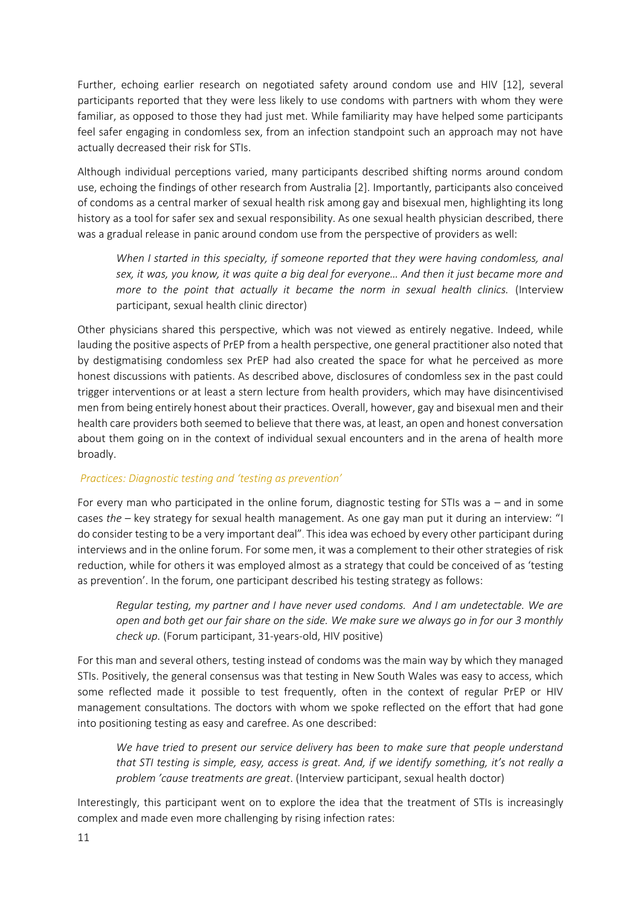Further, echoing earlier research on negotiated safety around condom use and HIV [12], several participants reported that they were less likely to use condoms with partners with whom they were familiar, as opposed to those they had just met. While familiarity may have helped some participants feel safer engaging in condomless sex, from an infection standpoint such an approach may not have actually decreased their risk for STIs.

Although individual perceptions varied, many participants described shifting norms around condom use, echoing the findings of other research from Australia [2]. Importantly, participants also conceived of condoms as a central marker of sexual health risk among gay and bisexual men, highlighting its long history as a tool for safer sex and sexual responsibility. As one sexual health physician described, there was a gradual release in panic around condom use from the perspective of providers as well:

> *When I started in this specialty, if someone reported that they were having condomless, anal sex, it was, you know, it was quite a big deal for everyone… And then it just became more and more to the point that actually it became the norm in sexual health clinics.* (Interview participant, sexual health clinic director)

Other physicians shared this perspective, which was not viewed as entirely negative. Indeed, while lauding the positive aspects of PrEP from a health perspective, one general practitioner also noted that by destigmatising condomless sex PrEP had also created the space for what he perceived as more honest discussions with patients. As described above, disclosures of condomless sex in the past could trigger interventions or at least a stern lecture from health providers, which may have disincentivised men from being entirely honest about their practices. Overall, however, gay and bisexual men and their health care providers both seemed to believe that there was, at least, an open and honest conversation about them going on in the context of individual sexual encounters and in the arena of health more broadly.

### *Practices: Diagnostic testing and 'testing as prevention'*

For every man who participated in the online forum, diagnostic testing for STIs was a – and in some cases *the* – key strategy for sexual health management. As one gay man put it during an interview: "I do consider testing to be a very important deal". This idea was echoed by every other participant during interviews and in the online forum. For some men, it was a complement to their other strategies of risk reduction, while for others it was employed almost as a strategy that could be conceived of as 'testing as prevention'. In the forum, one participant described his testing strategy as follows:

> *Regular testing, my partner and I have never used condoms. And I am undetectable. We are open and both get our fair share on the side. We make sure we always go in for our 3 monthly check up.* (Forum participant, 31-years-old, HIV positive)

For this man and several others, testing instead of condoms was the main way by which they managed STIs. Positively, the general consensus was that testing in New South Wales was easy to access, which some reflected made it possible to test frequently, often in the context of regular PrEP or HIV management consultations. The doctors with whom we spoke reflected on the effort that had gone into positioning testing as easy and carefree. As one described:

> *We have tried to present our service delivery has been to make sure that people understand that STI testing is simple, easy, access is great. And, if we identify something, it's not really a problem 'cause treatments are great*. (Interview participant, sexual health doctor)

Interestingly, this participant went on to explore the idea that the treatment of STIs is increasingly complex and made even more challenging by rising infection rates: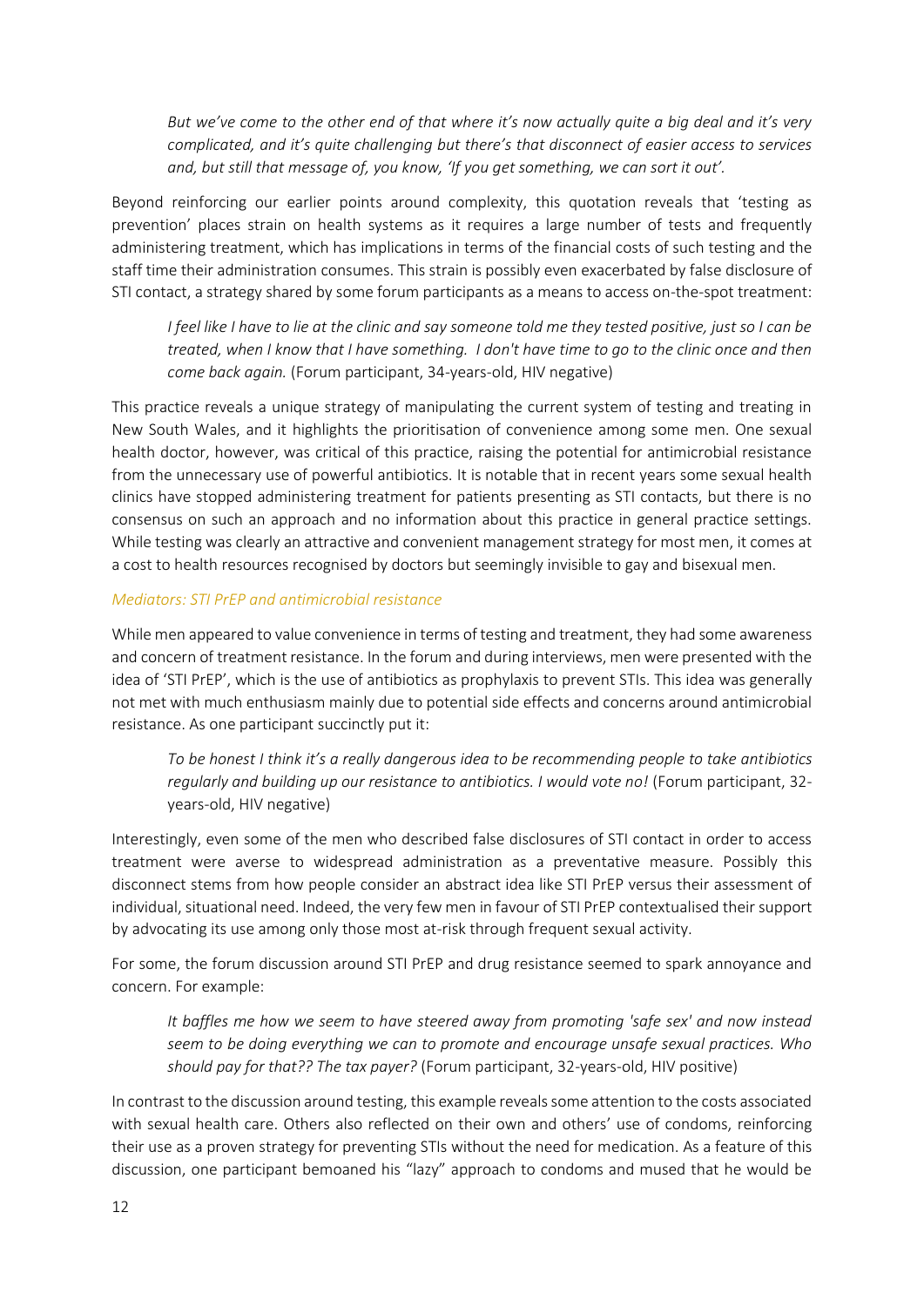> *But we've come to the other end of that where it's now actually quite a big deal and it's very complicated, and it's quite challenging but there's that disconnect of easier access to services and, but still that message of, you know, 'If you get something, we can sort it out'.*

Beyond reinforcing our earlier points around complexity, this quotation reveals that 'testing as prevention' places strain on health systems as it requires a large number of tests and frequently administering treatment, which has implications in terms of the financial costs of such testing and the staff time their administration consumes. This strain is possibly even exacerbated by false disclosure of STI contact, a strategy shared by some forum participants as a means to access on-the-spot treatment:

> *I feel like I have to lie at the clinic and say someone told me they tested positive, just so I can be treated, when I know that I have something. I don't have time to go to the clinic once and then come back again.* (Forum participant, 34-years-old, HIV negative)

This practice reveals a unique strategy of manipulating the current system of testing and treating in New South Wales, and it highlights the prioritisation of convenience among some men. One sexual health doctor, however, was critical of this practice, raising the potential for antimicrobial resistance from the unnecessary use of powerful antibiotics. It is notable that in recent years some sexual health clinics have stopped administering treatment for patients presenting as STI contacts, but there is no consensus on such an approach and no information about this practice in general practice settings. While testing was clearly an attractive and convenient management strategy for most men, it comes at a cost to health resources recognised by doctors but seemingly invisible to gay and bisexual men.

### *Mediators: STI PrEP and antimicrobial resistance*

While men appeared to value convenience in terms of testing and treatment, they had some awareness and concern of treatment resistance. In the forum and during interviews, men were presented with the idea of 'STI PrEP', which is the use of antibiotics as prophylaxis to prevent STIs. This idea was generally not met with much enthusiasm mainly due to potential side effects and concerns around antimicrobial resistance. As one participant succinctly put it:

> *To be honest I think it's a really dangerous idea to be recommending people to take antibiotics regularly and building up our resistance to antibiotics. I would vote no!* (Forum participant, 32-years-old, HIV negative)

Interestingly, even some of the men who described false disclosures of STI contact in order to access treatment were averse to widespread administration as a preventative measure. Possibly this disconnect stems from how people consider an abstract idea like STI PrEP versus their assessment of individual, situational need. Indeed, the very few men in favour of STI PrEP contextualised their support by advocating its use among only those most at-risk through frequent sexual activity.

For some, the forum discussion around STI PrEP and drug resistance seemed to spark annoyance and concern. For example:

> *It baffles me how we seem to have steered away from promoting 'safe sex' and now instead seem to be doing everything we can to promote and encourage unsafe sexual practices. Who should pay for that?? The tax payer?* (Forum participant, 32-years-old, HIV positive)

In contrast to the discussion around testing, this example reveals some attention to the costs associated with sexual health care. Others also reflected on their own and others' use of condoms, reinforcing their use as a proven strategy for preventing STIs without the need for medication. As a feature of this discussion, one participant bemoaned his "lazy" approach to condoms and mused that he would be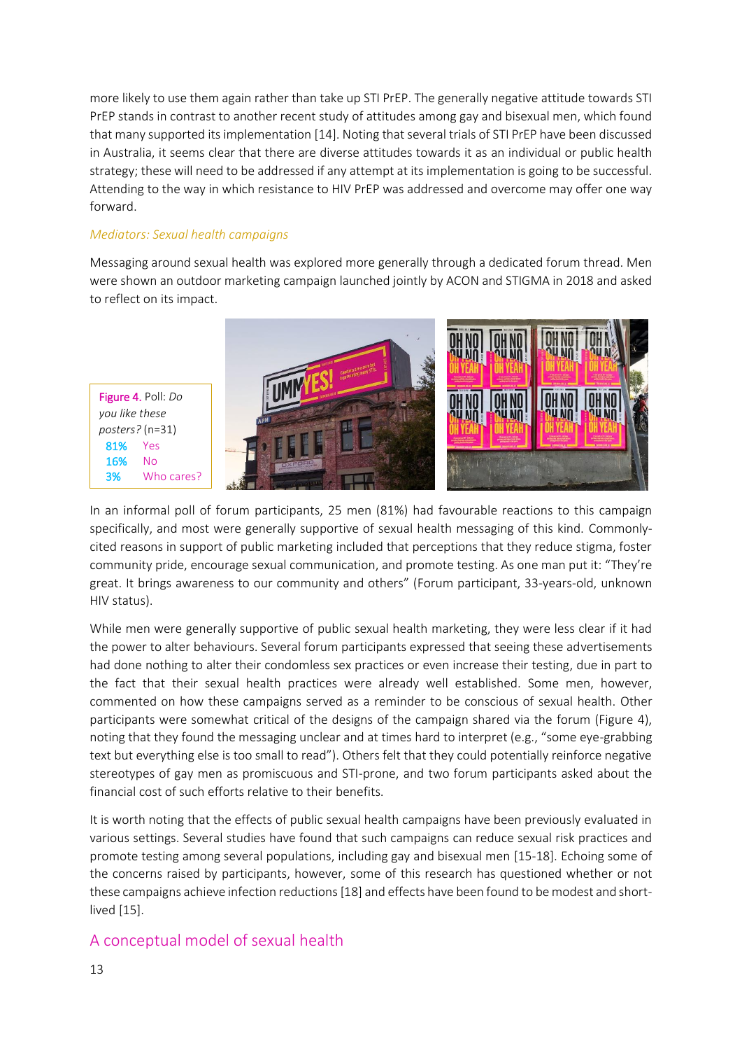more likely to use them again rather than take up STI PrEP. The generally negative attitude towards STI PrEP stands in contrast to another recent study of attitudes among gay and bisexual men, which found that many supported its implementation [14]. Noting that several trials of STI PrEP have been discussed in Australia, it seems clear that there are diverse attitudes towards it as an individual or public health strategy; these will need to be addressed if any attempt at its implementation is going to be successful. Attending to the way in which resistance to HIV PrEP was addressed and overcome may offer one way forward.

*Mediators: Sexual health campaigns*

Messaging around sexual health was explored more generally through a dedicated forum thread. Men were shown an outdoor marketing campaign launched jointly by ACON and STIGMA in 2018 and asked to reflect on its impact.

Figure 4. Poll: *Do you like these posters?* (n=31)

| | |
|---|---|
| 81% | Yes |
| 16% | No |
| 3% | Who cares? |

In an informal poll of forum participants, 25 men (81%) had favourable reactions to this campaign specifically, and most were generally supportive of sexual health messaging of this kind. Commonly-cited reasons in support of public marketing included that perceptions that they reduce stigma, foster community pride, encourage sexual communication, and promote testing. As one man put it: "They're great. It brings awareness to our community and others" (Forum participant, 33-years-old, unknown HIV status).

While men were generally supportive of public sexual health marketing, they were less clear if it had the power to alter behaviours. Several forum participants expressed that seeing these advertisements had done nothing to alter their condomless sex practices or even increase their testing, due in part to the fact that their sexual health practices were already well established. Some men, however, commented on how these campaigns served as a reminder to be conscious of sexual health. Other participants were somewhat critical of the designs of the campaign shared via the forum (Figure 4), noting that they found the messaging unclear and at times hard to interpret (e.g., "some eye-grabbing text but everything else is too small to read"). Others felt that they could potentially reinforce negative stereotypes of gay men as promiscuous and STI-prone, and two forum participants asked about the financial cost of such efforts relative to their benefits.

It is worth noting that the effects of public sexual health campaigns have been previously evaluated in various settings. Several studies have found that such campaigns can reduce sexual risk practices and promote testing among several populations, including gay and bisexual men [15-18]. Echoing some of the concerns raised by participants, however, some of this research has questioned whether or not these campaigns achieve infection reductions [18] and effects have been found to be modest and short-lived [15].

## A conceptual model of sexual health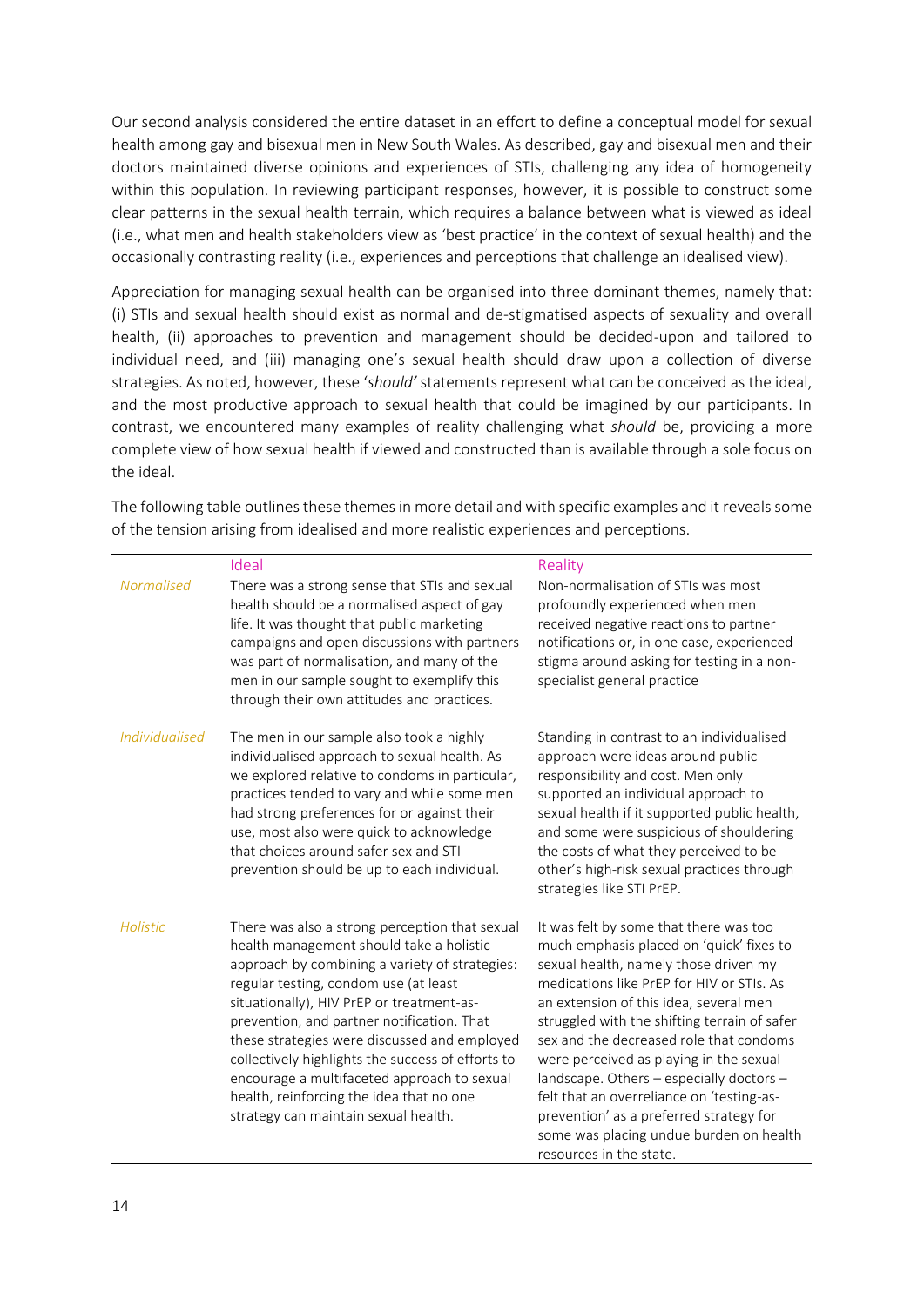Our second analysis considered the entire dataset in an effort to define a conceptual model for sexual health among gay and bisexual men in New South Wales. As described, gay and bisexual men and their doctors maintained diverse opinions and experiences of STIs, challenging any idea of homogeneity within this population. In reviewing participant responses, however, it is possible to construct some clear patterns in the sexual health terrain, which requires a balance between what is viewed as ideal (i.e., what men and health stakeholders view as 'best practice' in the context of sexual health) and the occasionally contrasting reality (i.e., experiences and perceptions that challenge an idealised view).

Appreciation for managing sexual health can be organised into three dominant themes, namely that: (i) STIs and sexual health should exist as normal and de-stigmatised aspects of sexuality and overall health, (ii) approaches to prevention and management should be decided-upon and tailored to individual need, and (iii) managing one's sexual health should draw upon a collection of diverse strategies. As noted, however, these '*should'* statements represent what can be conceived as the ideal, and the most productive approach to sexual health that could be imagined by our participants. In contrast, we encountered many examples of reality challenging what *should* be, providing a more complete view of how sexual health if viewed and constructed than is available through a sole focus on the ideal.

The following table outlines these themes in more detail and with specific examples and it reveals some of the tension arising from idealised and more realistic experiences and perceptions.

| | Ideal | Reality |
|---|---|---|
| *Normalised* | There was a strong sense that STIs and sexual health should be a normalised aspect of gay life. It was thought that public marketing campaigns and open discussions with partners was part of normalisation, and many of the men in our sample sought to exemplify this through their own attitudes and practices. | Non-normalisation of STIs was most profoundly experienced when men received negative reactions to partner notifications or, in one case, experienced stigma around asking for testing in a non-specialist general practice |
| *Individualised* | The men in our sample also took a highly individualised approach to sexual health. As we explored relative to condoms in particular, practices tended to vary and while some men had strong preferences for or against their use, most also were quick to acknowledge that choices around safer sex and STI prevention should be up to each individual. | Standing in contrast to an individualised approach were ideas around public responsibility and cost. Men only supported an individual approach to sexual health if it supported public health, and some were suspicious of shouldering the costs of what they perceived to be other's high-risk sexual practices through strategies like STI PrEP. |
| *Holistic* | There was also a strong perception that sexual health management should take a holistic approach by combining a variety of strategies: regular testing, condom use (at least situationally), HIV PrEP or treatment-as-prevention, and partner notification. That these strategies were discussed and employed collectively highlights the success of efforts to encourage a multifaceted approach to sexual health, reinforcing the idea that no one strategy can maintain sexual health. | It was felt by some that there was too much emphasis placed on 'quick' fixes to sexual health, namely those driven my medications like PrEP for HIV or STIs. As an extension of this idea, several men struggled with the shifting terrain of safer sex and the decreased role that condoms were perceived as playing in the sexual landscape. Others – especially doctors – felt that an overreliance on 'testing-as-prevention' as a preferred strategy for some was placing undue burden on health resources in the state. |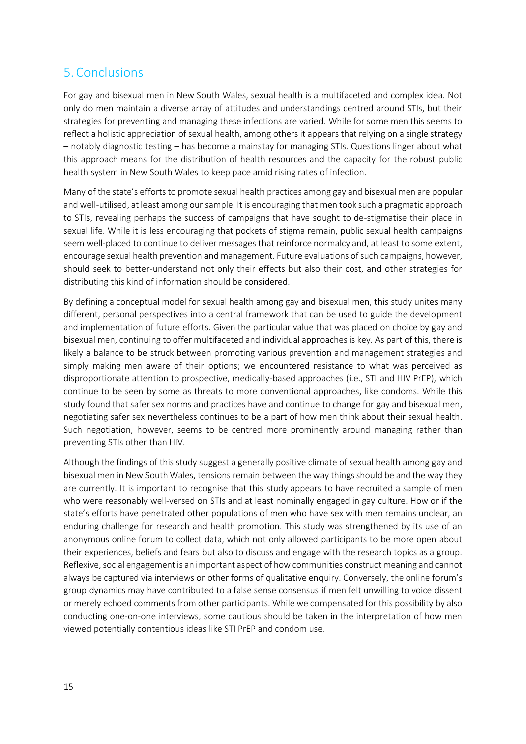## 5. Conclusions

For gay and bisexual men in New South Wales, sexual health is a multifaceted and complex idea. Not only do men maintain a diverse array of attitudes and understandings centred around STIs, but their strategies for preventing and managing these infections are varied. While for some men this seems to reflect a holistic appreciation of sexual health, among others it appears that relying on a single strategy – notably diagnostic testing – has become a mainstay for managing STIs. Questions linger about what this approach means for the distribution of health resources and the capacity for the robust public health system in New South Wales to keep pace amid rising rates of infection.

Many of the state's efforts to promote sexual health practices among gay and bisexual men are popular and well-utilised, at least among our sample. It is encouraging that men took such a pragmatic approach to STIs, revealing perhaps the success of campaigns that have sought to de-stigmatise their place in sexual life. While it is less encouraging that pockets of stigma remain, public sexual health campaigns seem well-placed to continue to deliver messages that reinforce normalcy and, at least to some extent, encourage sexual health prevention and management. Future evaluations of such campaigns, however, should seek to better-understand not only their effects but also their cost, and other strategies for distributing this kind of information should be considered.

By defining a conceptual model for sexual health among gay and bisexual men, this study unites many different, personal perspectives into a central framework that can be used to guide the development and implementation of future efforts. Given the particular value that was placed on choice by gay and bisexual men, continuing to offer multifaceted and individual approaches is key. As part of this, there is likely a balance to be struck between promoting various prevention and management strategies and simply making men aware of their options; we encountered resistance to what was perceived as disproportionate attention to prospective, medically-based approaches (i.e., STI and HIV PrEP), which continue to be seen by some as threats to more conventional approaches, like condoms. While this study found that safer sex norms and practices have and continue to change for gay and bisexual men, negotiating safer sex nevertheless continues to be a part of how men think about their sexual health. Such negotiation, however, seems to be centred more prominently around managing rather than preventing STIs other than HIV.

Although the findings of this study suggest a generally positive climate of sexual health among gay and bisexual men in New South Wales, tensions remain between the way things should be and the way they are currently. It is important to recognise that this study appears to have recruited a sample of men who were reasonably well-versed on STIs and at least nominally engaged in gay culture. How or if the state's efforts have penetrated other populations of men who have sex with men remains unclear, an enduring challenge for research and health promotion. This study was strengthened by its use of an anonymous online forum to collect data, which not only allowed participants to be more open about their experiences, beliefs and fears but also to discuss and engage with the research topics as a group. Reflexive, social engagement is an important aspect of how communities construct meaning and cannot always be captured via interviews or other forms of qualitative enquiry. Conversely, the online forum's group dynamics may have contributed to a false sense consensus if men felt unwilling to voice dissent or merely echoed comments from other participants. While we compensated for this possibility by also conducting one-on-one interviews, some cautious should be taken in the interpretation of how men viewed potentially contentious ideas like STI PrEP and condom use.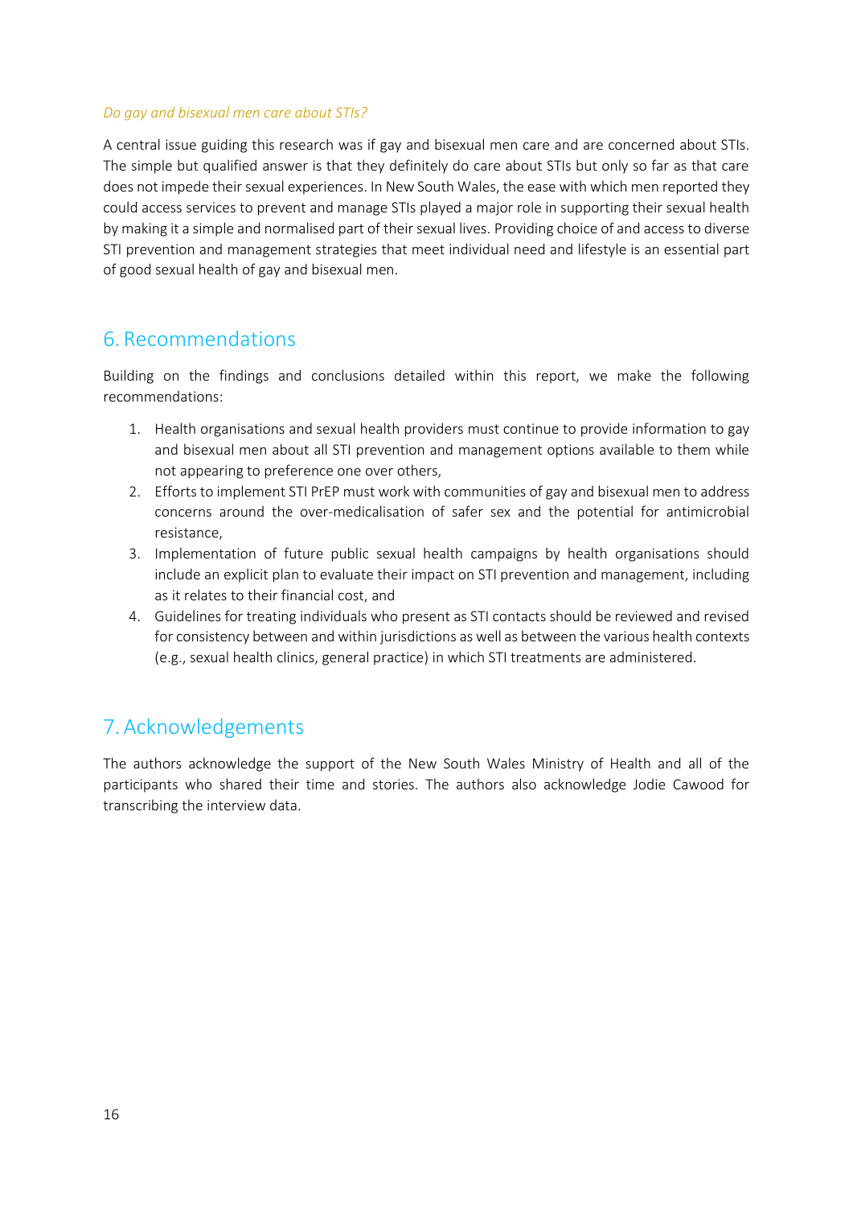*Do gay and bisexual men care about STIs?*

A central issue guiding this research was if gay and bisexual men care and are concerned about STIs. The simple but qualified answer is that they definitely do care about STIs but only so far as that care does not impede their sexual experiences. In New South Wales, the ease with which men reported they could access services to prevent and manage STIs played a major role in supporting their sexual health by making it a simple and normalised part of their sexual lives. Providing choice of and access to diverse STI prevention and management strategies that meet individual need and lifestyle is an essential part of good sexual health of gay and bisexual men.

## 6. Recommendations

Building on the findings and conclusions detailed within this report, we make the following recommendations:

1. Health organisations and sexual health providers must continue to provide information to gay and bisexual men about all STI prevention and management options available to them while not appearing to preference one over others,
2. Efforts to implement STI PrEP must work with communities of gay and bisexual men to address concerns around the over-medicalisation of safer sex and the potential for antimicrobial resistance,
3. Implementation of future public sexual health campaigns by health organisations should include an explicit plan to evaluate their impact on STI prevention and management, including as it relates to their financial cost, and
4. Guidelines for treating individuals who present as STI contacts should be reviewed and revised for consistency between and within jurisdictions as well as between the various health contexts (e.g., sexual health clinics, general practice) in which STI treatments are administered.

## 7. Acknowledgements

The authors acknowledge the support of the New South Wales Ministry of Health and all of the participants who shared their time and stories. The authors also acknowledge Jodie Cawood for transcribing the interview data.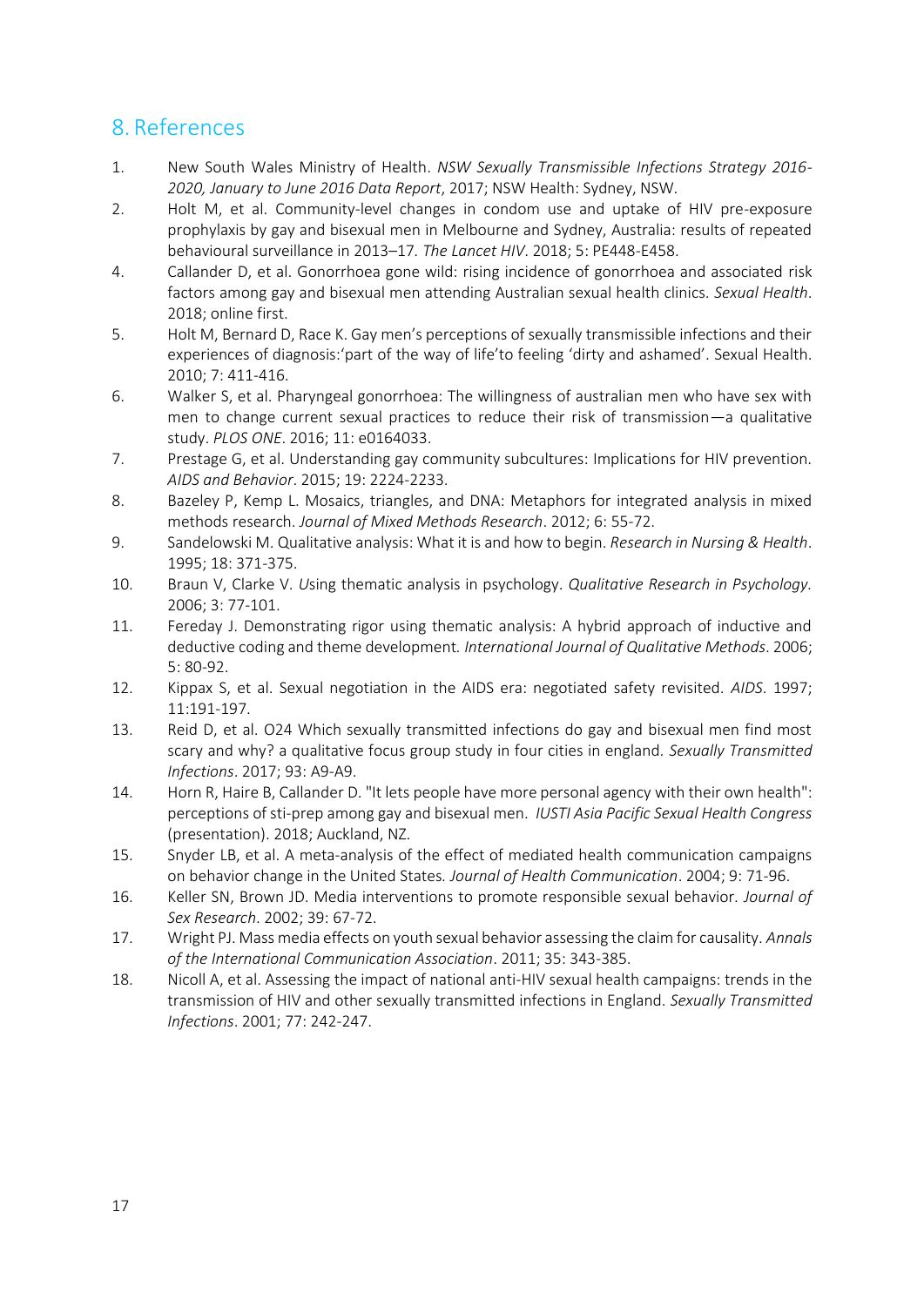## 8. References

1. New South Wales Ministry of Health. *NSW Sexually Transmissible Infections Strategy 2016-2020, January to June 2016 Data Report*, 2017; NSW Health: Sydney, NSW.
2. Holt M, et al. Community-level changes in condom use and uptake of HIV pre-exposure prophylaxis by gay and bisexual men in Melbourne and Sydney, Australia: results of repeated behavioural surveillance in 2013–17. *The Lancet HIV*. 2018; 5: PE448-E458.
4. Callander D, et al. Gonorrhoea gone wild: rising incidence of gonorrhoea and associated risk factors among gay and bisexual men attending Australian sexual health clinics. *Sexual Health*. 2018; online first.
5. Holt M, Bernard D, Race K. Gay men's perceptions of sexually transmissible infections and their experiences of diagnosis:'part of the way of life'to feeling 'dirty and ashamed'. Sexual Health. 2010; 7: 411-416.
6. Walker S, et al. Pharyngeal gonorrhoea: The willingness of australian men who have sex with men to change current sexual practices to reduce their risk of transmission—a qualitative study. *PLOS ONE*. 2016; 11: e0164033.
7. Prestage G, et al. Understanding gay community subcultures: Implications for HIV prevention. *AIDS and Behavior*. 2015; 19: 2224-2233.
8. Bazeley P, Kemp L. Mosaics, triangles, and DNA: Metaphors for integrated analysis in mixed methods research. *Journal of Mixed Methods Research*. 2012; 6: 55-72.
9. Sandelowski M. Qualitative analysis: What it is and how to begin. *Research in Nursing & Health*. 1995; 18: 371-375.
10. Braun V, Clarke V. *U*sing thematic analysis in psychology. *Qualitative Research in Psychology.* 2006; 3: 77-101.
11. Fereday J. Demonstrating rigor using thematic analysis: A hybrid approach of inductive and deductive coding and theme development*. International Journal of Qualitative Methods*. 2006; 5: 80-92.
12. Kippax S, et al. Sexual negotiation in the AIDS era: negotiated safety revisited. *AIDS*. 1997; 11:191-197.
13. Reid D, et al. O24 Which sexually transmitted infections do gay and bisexual men find most scary and why? a qualitative focus group study in four cities in england. *Sexually Transmitted Infections*. 2017; 93: A9-A9.
14. Horn R, Haire B, Callander D. "It lets people have more personal agency with their own health": perceptions of sti-prep among gay and bisexual men. *IUSTI Asia Pacific Sexual Health Congress* (presentation). 2018; Auckland, NZ.
15. Snyder LB, et al. A meta-analysis of the effect of mediated health communication campaigns on behavior change in the United States*. Journal of Health Communication*. 2004; 9: 71-96.
16. Keller SN, Brown JD. Media interventions to promote responsible sexual behavior. *Journal of Sex Research*. 2002; 39: 67-72.
17. Wright PJ. Mass media effects on youth sexual behavior assessing the claim for causality. *Annals of the International Communication Association*. 2011; 35: 343-385.
18. Nicoll A, et al. Assessing the impact of national anti-HIV sexual health campaigns: trends in the transmission of HIV and other sexually transmitted infections in England. *Sexually Transmitted Infections*. 2001; 77: 242-247.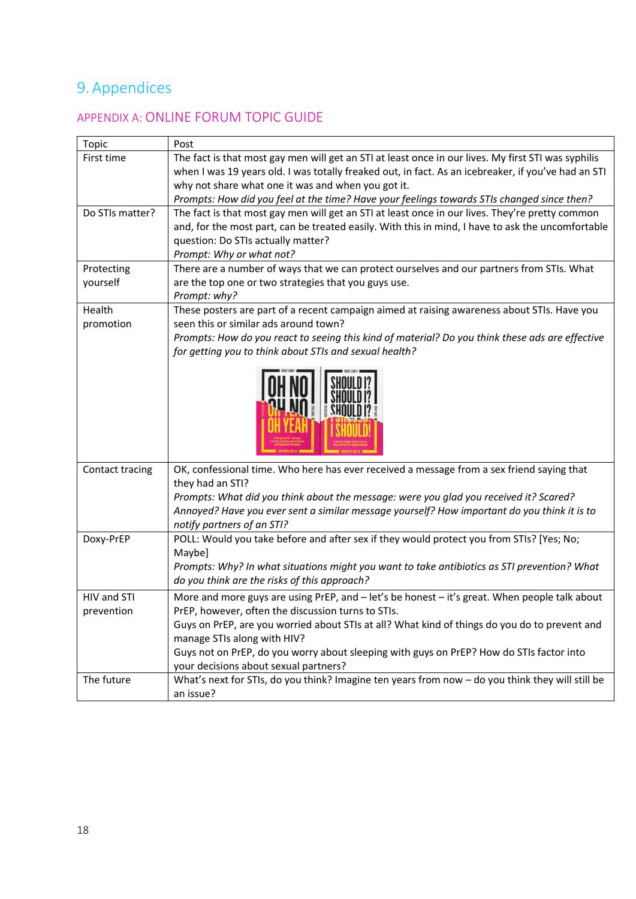# 9. Appendices

## APPENDIX A: ONLINE FORUM TOPIC GUIDE

| Topic | Post |
|---|---|
| First time | The fact is that most gay men will get an STI at least once in our lives. My first STI was syphilis when I was 19 years old. I was totally freaked out, in fact. As an icebreaker, if you've had an STI why not share what one it was and when you got it.<br>*Prompts: How did you feel at the time? Have your feelings towards STIs changed since then?* |
| Do STIs matter? | The fact is that most gay men will get an STI at least once in our lives. They're pretty common and, for the most part, can be treated easily. With this in mind, I have to ask the uncomfortable question: Do STIs actually matter?<br>*Prompt: Why or what not?* |
| Protecting yourself | There are a number of ways that we can protect ourselves and our partners from STIs. What are the top one or two strategies that you guys use.<br>*Prompt: why?* |
| Health promotion | These posters are part of a recent campaign aimed at raising awareness about STIs. Have you seen this or similar ads around town?<br>*Prompts: How do you react to seeing this kind of material? Do you think these ads are effective for getting you to think about STIs and sexual health?* |
| Contact tracing | OK, confessional time. Who here has ever received a message from a sex friend saying that they had an STI?<br>*Prompts: What did you think about the message: were you glad you received it? Scared? Annoyed? Have you ever sent a similar message yourself? How important do you think it is to notify partners of an STI?* |
| Doxy-PrEP | POLL: Would you take before and after sex if they would protect you from STIs? [Yes; No; Maybe]<br>*Prompts: Why? In what situations might you want to take antibiotics as STI prevention? What do you think are the risks of this approach?* |
| HIV and STI prevention | More and more guys are using PrEP, and – let's be honest – it's great. When people talk about PrEP, however, often the discussion turns to STIs.<br>Guys on PrEP, are you worried about STIs at all? What kind of things do you do to prevent and manage STIs along with HIV?<br>Guys not on PrEP, do you worry about sleeping with guys on PrEP? How do STIs factor into your decisions about sexual partners? |
| The future | What's next for STIs, do you think? Imagine ten years from now – do you think they will still be an issue? |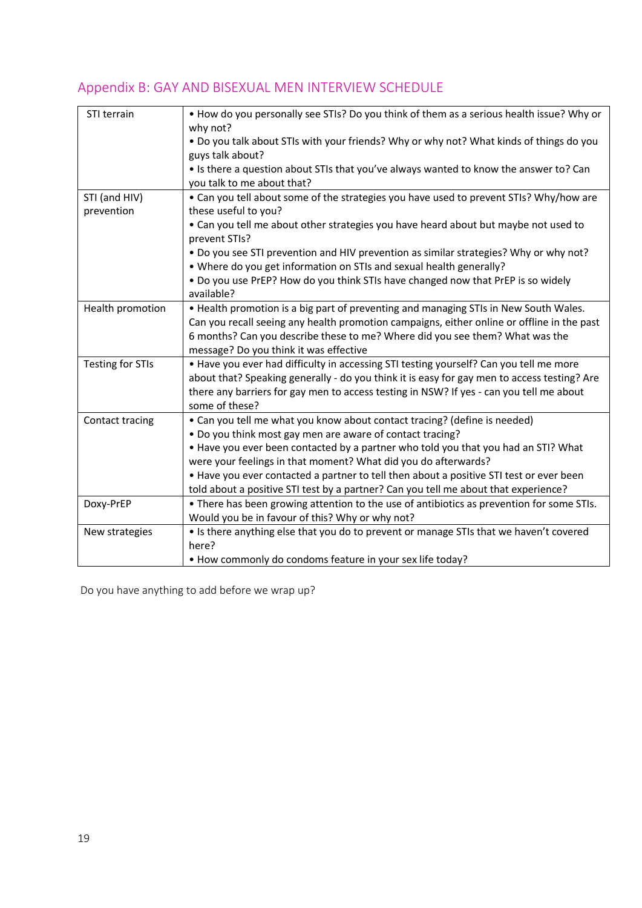## Appendix B: GAY AND BISEXUAL MEN INTERVIEW SCHEDULE

| | |
|---|---|
| STI terrain | • How do you personally see STIs? Do you think of them as a serious health issue? Why or why not?<br>• Do you talk about STIs with your friends? Why or why not? What kinds of things do you guys talk about?<br>• Is there a question about STIs that you've always wanted to know the answer to? Can you talk to me about that? |
| STI (and HIV) prevention | • Can you tell about some of the strategies you have used to prevent STIs? Why/how are these useful to you?<br>• Can you tell me about other strategies you have heard about but maybe not used to prevent STIs?<br>• Do you see STI prevention and HIV prevention as similar strategies? Why or why not?<br>• Where do you get information on STIs and sexual health generally?<br>• Do you use PrEP? How do you think STIs have changed now that PrEP is so widely available? |
| Health promotion | • Health promotion is a big part of preventing and managing STIs in New South Wales. Can you recall seeing any health promotion campaigns, either online or offline in the past 6 months? Can you describe these to me? Where did you see them? What was the message? Do you think it was effective |
| Testing for STIs | • Have you ever had difficulty in accessing STI testing yourself? Can you tell me more about that? Speaking generally - do you think it is easy for gay men to access testing? Are there any barriers for gay men to access testing in NSW? If yes - can you tell me about some of these? |
| Contact tracing | • Can you tell me what you know about contact tracing? (define is needed)<br>• Do you think most gay men are aware of contact tracing?<br>• Have you ever been contacted by a partner who told you that you had an STI? What were your feelings in that moment? What did you do afterwards?<br>• Have you ever contacted a partner to tell then about a positive STI test or ever been told about a positive STI test by a partner? Can you tell me about that experience? |
| Doxy-PrEP | • There has been growing attention to the use of antibiotics as prevention for some STIs. Would you be in favour of this? Why or why not? |
| New strategies | • Is there anything else that you do to prevent or manage STIs that we haven't covered here?<br>• How commonly do condoms feature in your sex life today? |

Do you have anything to add before we wrap up?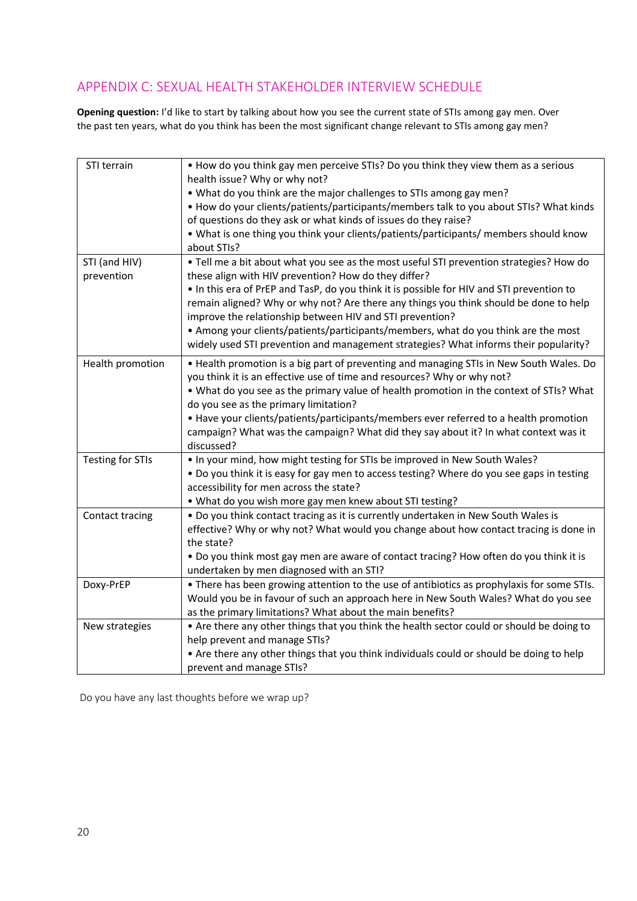## APPENDIX C: SEXUAL HEALTH STAKEHOLDER INTERVIEW SCHEDULE

**Opening question:** I'd like to start by talking about how you see the current state of STIs among gay men. Over the past ten years, what do you think has been the most significant change relevant to STIs among gay men?

| | |
|---|---|
| STI terrain | • How do you think gay men perceive STIs? Do you think they view them as a serious health issue? Why or why not?<br>• What do you think are the major challenges to STIs among gay men?<br>• How do your clients/patients/participants/members talk to you about STIs? What kinds of questions do they ask or what kinds of issues do they raise?<br>• What is one thing you think your clients/patients/participants/ members should know about STIs? |
| STI (and HIV) prevention | • Tell me a bit about what you see as the most useful STI prevention strategies? How do these align with HIV prevention? How do they differ?<br>• In this era of PrEP and TasP, do you think it is possible for HIV and STI prevention to remain aligned? Why or why not? Are there any things you think should be done to help improve the relationship between HIV and STI prevention?<br>• Among your clients/patients/participants/members, what do you think are the most widely used STI prevention and management strategies? What informs their popularity? |
| Health promotion | • Health promotion is a big part of preventing and managing STIs in New South Wales. Do you think it is an effective use of time and resources? Why or why not?<br>• What do you see as the primary value of health promotion in the context of STIs? What do you see as the primary limitation?<br>• Have your clients/patients/participants/members ever referred to a health promotion campaign? What was the campaign? What did they say about it? In what context was it discussed? |
| Testing for STIs | • In your mind, how might testing for STIs be improved in New South Wales?<br>• Do you think it is easy for gay men to access testing? Where do you see gaps in testing accessibility for men across the state?<br>• What do you wish more gay men knew about STI testing? |
| Contact tracing | • Do you think contact tracing as it is currently undertaken in New South Wales is effective? Why or why not? What would you change about how contact tracing is done in the state?<br>• Do you think most gay men are aware of contact tracing? How often do you think it is undertaken by men diagnosed with an STI? |
| Doxy-PrEP | • There has been growing attention to the use of antibiotics as prophylaxis for some STIs. Would you be in favour of such an approach here in New South Wales? What do you see as the primary limitations? What about the main benefits? |
| New strategies | • Are there any other things that you think the health sector could or should be doing to help prevent and manage STIs?<br>• Are there any other things that you think individuals could or should be doing to help prevent and manage STIs? |

Do you have any last thoughts before we wrap up?